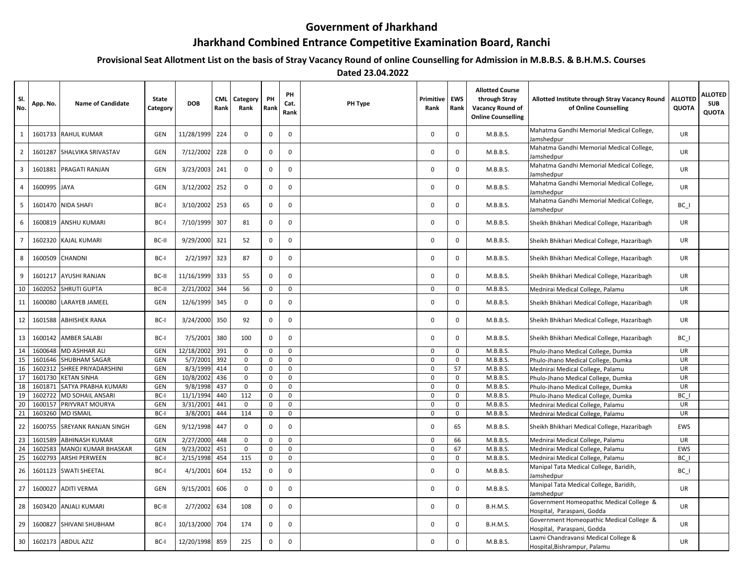# Government of Jharkhand

# Jharkhand Combined Entrance Competitive Examination Board, Ranchi

## Provisional Seat Allotment List on the basis of Stray Vacancy Round of online Counselling for Admission in M.B.B.S. & B.H.M.S. Courses

**Dated 23.04.2022**

| Sl. No. | App. No. | Name of Candidate | State Category | DOB | CML Rank | Category Rank | PH Rank | PH Cat. Rank | PH Type | Primitive Rank | EWS Rank | Allotted Course through Stray Vacancy Round of Online Counselling | Allotted Institute through Stray Vacancy Round of Online Counselling | ALLOTED QUOTA | ALLOTED SUB QUOTA |
|---|---|---|---|---|---|---|---|---|---|---|---|---|---|---|---|
| 1 | 1601733 | RAHUL KUMAR | GEN | 11/28/1999 | 224 | 0 | 0 | 0 | | 0 | 0 | M.B.B.S. | Mahatma Gandhi Memorial Medical College, Jamshedpur | UR | |
| 2 | 1601287 | SHALVIKA SRIVASTAV | GEN | 7/12/2002 | 228 | 0 | 0 | 0 | | 0 | 0 | M.B.B.S. | Mahatma Gandhi Memorial Medical College, Jamshedpur | UR | |
| 3 | 1601881 | PRAGATI RANJAN | GEN | 3/23/2003 | 241 | 0 | 0 | 0 | | 0 | 0 | M.B.B.S. | Mahatma Gandhi Memorial Medical College, Jamshedpur | UR | |
| 4 | 1600995 | JAYA | GEN | 3/12/2002 | 252 | 0 | 0 | 0 | | 0 | 0 | M.B.B.S. | Mahatma Gandhi Memorial Medical College, Jamshedpur | UR | |
| 5 | 1601470 | NIDA SHAFI | BC-I | 3/10/2002 | 253 | 65 | 0 | 0 | | 0 | 0 | M.B.B.S. | Mahatma Gandhi Memorial Medical College, Jamshedpur | BC_I | |
| 6 | 1600819 | ANSHU KUMARI | BC-I | 7/10/1999 | 307 | 81 | 0 | 0 | | 0 | 0 | M.B.B.S. | Sheikh Bhikhari Medical College, Hazaribagh | UR | |
| 7 | 1602320 | KAJAL KUMARI | BC-II | 9/29/2000 | 321 | 52 | 0 | 0 | | 0 | 0 | M.B.B.S. | Sheikh Bhikhari Medical College, Hazaribagh | UR | |
| 8 | 1600509 | CHANDNI | BC-I | 2/2/1997 | 323 | 87 | 0 | 0 | | 0 | 0 | M.B.B.S. | Sheikh Bhikhari Medical College, Hazaribagh | UR | |
| 9 | 1601217 | AYUSHI RANJAN | BC-II | 11/16/1999 | 333 | 55 | 0 | 0 | | 0 | 0 | M.B.B.S. | Sheikh Bhikhari Medical College, Hazaribagh | UR | |
| 10 | 1602052 | SHRUTI GUPTA | BC-II | 2/21/2002 | 344 | 56 | 0 | 0 | | 0 | 0 | M.B.B.S. | Mednirai Medical College, Palamu | UR | |
| 11 | 1600080 | LARAYEB JAMEEL | GEN | 12/6/1999 | 345 | 0 | 0 | 0 | | 0 | 0 | M.B.B.S. | Sheikh Bhikhari Medical College, Hazaribagh | UR | |
| 12 | 1601588 | ABHISHEK RANA | BC-I | 3/24/2000 | 350 | 92 | 0 | 0 | | 0 | 0 | M.B.B.S. | Sheikh Bhikhari Medical College, Hazaribagh | UR | |
| 13 | 1600142 | AMBER SALABI | BC-I | 7/5/2001 | 380 | 100 | 0 | 0 | | 0 | 0 | M.B.B.S. | Sheikh Bhikhari Medical College, Hazaribagh | BC_I | |
| 14 | 1600648 | MD ASHHAR ALI | GEN | 12/18/2002 | 391 | 0 | 0 | 0 | | 0 | 0 | M.B.B.S. | Phulo-Jhano Medical College, Dumka | UR | |
| 15 | 1601646 | SHUBHAM SAGAR | GEN | 5/7/2001 | 392 | 0 | 0 | 0 | | 0 | 0 | M.B.B.S. | Phulo-Jhano Medical College, Dumka | UR | |
| 16 | 1602312 | SHREE PRIYADARSHINI | GEN | 8/3/1999 | 414 | 0 | 0 | 0 | | 0 | 57 | M.B.B.S. | Mednirai Medical College, Palamu | UR | |
| 17 | 1601730 | KETAN SINHA | GEN | 10/8/2002 | 436 | 0 | 0 | 0 | | 0 | 0 | M.B.B.S. | Phulo-Jhano Medical College, Dumka | UR | |
| 18 | 1601871 | SATYA PRABHA KUMARI | GEN | 9/8/1998 | 437 | 0 | 0 | 0 | | 0 | 0 | M.B.B.S. | Phulo-Jhano Medical College, Dumka | UR | |
| 19 | 1602722 | MD SOHAIL ANSARI | BC-I | 11/1/1994 | 440 | 112 | 0 | 0 | | 0 | 0 | M.B.B.S. | Phulo-Jhano Medical College, Dumka | BC_I | |
| 20 | 1600157 | PRIYVRAT MOURYA | GEN | 3/31/2001 | 441 | 0 | 0 | 0 | | 0 | 0 | M.B.B.S. | Mednirai Medical College, Palamu | UR | |
| 21 | 1603260 | MD ISMAIL | BC-I | 3/8/2001 | 444 | 114 | 0 | 0 | | 0 | 0 | M.B.B.S. | Mednirai Medical College, Palamu | UR | |
| 22 | 1600755 | SREYANK RANJAN SINGH | GEN | 9/12/1998 | 447 | 0 | 0 | 0 | | 0 | 65 | M.B.B.S. | Sheikh Bhikhari Medical College, Hazaribagh | EWS | |
| 23 | 1601589 | ABHINASH KUMAR | GEN | 2/27/2000 | 448 | 0 | 0 | 0 | | 0 | 66 | M.B.B.S. | Mednirai Medical College, Palamu | UR | |
| 24 | 1602583 | MANOJ KUMAR BHASKAR | GEN | 9/23/2002 | 451 | 0 | 0 | 0 | | 0 | 67 | M.B.B.S. | Mednirai Medical College, Palamu | EWS | |
| 25 | 1602793 | ARSHI PERWEEN | BC-I | 2/15/1998 | 454 | 115 | 0 | 0 | | 0 | 0 | M.B.B.S. | Mednirai Medical College, Palamu | BC_I | |
| 26 | 1601123 | SWATI SHEETAL | BC-I | 4/1/2001 | 604 | 152 | 0 | 0 | | 0 | 0 | M.B.B.S. | Manipal Tata Medical College, Baridih, Jamshedpur | BC_I | |
| 27 | 1600027 | ADITI VERMA | GEN | 9/15/2001 | 606 | 0 | 0 | 0 | | 0 | 0 | M.B.B.S. | Manipal Tata Medical College, Baridih, Jamshedpur | UR | |
| 28 | 1603420 | ANJALI KUMARI | BC-II | 2/7/2002 | 634 | 108 | 0 | 0 | | 0 | 0 | B.H.M.S. | Government Homeopathic Medical College & Hospital, Paraspani, Godda | UR | |
| 29 | 1600827 | SHIVANI SHUBHAM | BC-I | 10/13/2000 | 704 | 174 | 0 | 0 | | 0 | 0 | B.H.M.S. | Government Homeopathic Medical College & Hospital, Paraspani, Godda | UR | |
| 30 | 1602173 | ABDUL AZIZ | BC-I | 12/20/1998 | 859 | 225 | 0 | 0 | | 0 | 0 | M.B.B.S. | Laxmi Chandravansi Medical College & Hospital,Bishrampur, Palamu | UR | |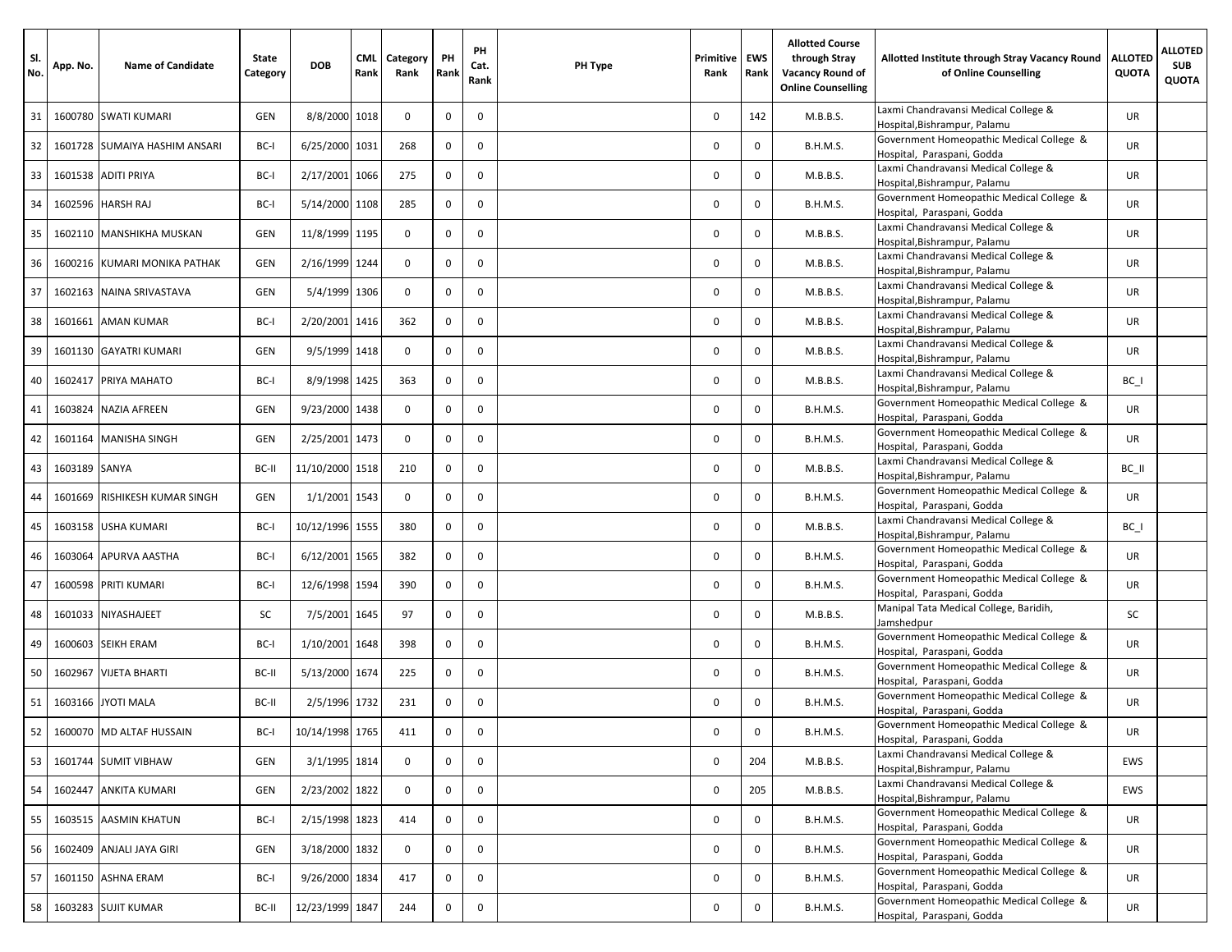| Sl. No. | App. No. | Name of Candidate | State Category | DOB | CML Rank | Category Rank | PH Rank | PH Cat. Rank | PH Type | Primitive Rank | EWS Rank | Allotted Course through Stray Vacancy Round of Online Counselling | Allotted Institute through Stray Vacancy Round of Online Counselling | ALLOTED QUOTA | ALLOTED SUB QUOTA |
|---|---|---|---|---|---|---|---|---|---|---|---|---|---|---|---|
| 31 | 1600780 | SWATI KUMARI | GEN | 8/8/2000 | 1018 | 0 | 0 | 0 | | 0 | 142 | M.B.B.S. | Laxmi Chandravansi Medical College & Hospital,Bishrampur, Palamu | UR | |
| 32 | 1601728 | SUMAIYA HASHIM ANSARI | BC-I | 6/25/2000 | 1031 | 268 | 0 | 0 | | 0 | 0 | B.H.M.S. | Government Homeopathic Medical College & Hospital, Paraspani, Godda | UR | |
| 33 | 1601538 | ADITI PRIYA | BC-I | 2/17/2001 | 1066 | 275 | 0 | 0 | | 0 | 0 | M.B.B.S. | Laxmi Chandravansi Medical College & Hospital,Bishrampur, Palamu | UR | |
| 34 | 1602596 | HARSH RAJ | BC-I | 5/14/2000 | 1108 | 285 | 0 | 0 | | 0 | 0 | B.H.M.S. | Government Homeopathic Medical College & Hospital, Paraspani, Godda | UR | |
| 35 | 1602110 | MANSHIKHA MUSKAN | GEN | 11/8/1999 | 1195 | 0 | 0 | 0 | | 0 | 0 | M.B.B.S. | Laxmi Chandravansi Medical College & Hospital,Bishrampur, Palamu | UR | |
| 36 | 1600216 | KUMARI MONIKA PATHAK | GEN | 2/16/1999 | 1244 | 0 | 0 | 0 | | 0 | 0 | M.B.B.S. | Laxmi Chandravansi Medical College & Hospital,Bishrampur, Palamu | UR | |
| 37 | 1602163 | NAINA SRIVASTAVA | GEN | 5/4/1999 | 1306 | 0 | 0 | 0 | | 0 | 0 | M.B.B.S. | Laxmi Chandravansi Medical College & Hospital,Bishrampur, Palamu | UR | |
| 38 | 1601661 | AMAN KUMAR | BC-I | 2/20/2001 | 1416 | 362 | 0 | 0 | | 0 | 0 | M.B.B.S. | Laxmi Chandravansi Medical College & Hospital,Bishrampur, Palamu | UR | |
| 39 | 1601130 | GAYATRI KUMARI | GEN | 9/5/1999 | 1418 | 0 | 0 | 0 | | 0 | 0 | M.B.B.S. | Laxmi Chandravansi Medical College & Hospital,Bishrampur, Palamu | UR | |
| 40 | 1602417 | PRIYA MAHATO | BC-I | 8/9/1998 | 1425 | 363 | 0 | 0 | | 0 | 0 | M.B.B.S. | Laxmi Chandravansi Medical College & Hospital,Bishrampur, Palamu | BC_I | |
| 41 | 1603824 | NAZIA AFREEN | GEN | 9/23/2000 | 1438 | 0 | 0 | 0 | | 0 | 0 | B.H.M.S. | Government Homeopathic Medical College & Hospital, Paraspani, Godda | UR | |
| 42 | 1601164 | MANISHA SINGH | GEN | 2/25/2001 | 1473 | 0 | 0 | 0 | | 0 | 0 | B.H.M.S. | Government Homeopathic Medical College & Hospital, Paraspani, Godda | UR | |
| 43 | 1603189 | SANYA | BC-II | 11/10/2000 | 1518 | 210 | 0 | 0 | | 0 | 0 | M.B.B.S. | Laxmi Chandravansi Medical College & Hospital,Bishrampur, Palamu | BC_II | |
| 44 | 1601669 | RISHIKESH KUMAR SINGH | GEN | 1/1/2001 | 1543 | 0 | 0 | 0 | | 0 | 0 | B.H.M.S. | Government Homeopathic Medical College & Hospital, Paraspani, Godda | UR | |
| 45 | 1603158 | USHA KUMARI | BC-I | 10/12/1996 | 1555 | 380 | 0 | 0 | | 0 | 0 | M.B.B.S. | Laxmi Chandravansi Medical College & Hospital,Bishrampur, Palamu | BC_I | |
| 46 | 1603064 | APURVA AASTHA | BC-I | 6/12/2001 | 1565 | 382 | 0 | 0 | | 0 | 0 | B.H.M.S. | Government Homeopathic Medical College & Hospital, Paraspani, Godda | UR | |
| 47 | 1600598 | PRITI KUMARI | BC-I | 12/6/1998 | 1594 | 390 | 0 | 0 | | 0 | 0 | B.H.M.S. | Government Homeopathic Medical College & Hospital, Paraspani, Godda | UR | |
| 48 | 1601033 | NIYASHAJEET | SC | 7/5/2001 | 1645 | 97 | 0 | 0 | | 0 | 0 | M.B.B.S. | Manipal Tata Medical College, Baridih, Jamshedpur | SC | |
| 49 | 1600603 | SEIKH ERAM | BC-I | 1/10/2001 | 1648 | 398 | 0 | 0 | | 0 | 0 | B.H.M.S. | Government Homeopathic Medical College & Hospital, Paraspani, Godda | UR | |
| 50 | 1602967 | VIJETA BHARTI | BC-II | 5/13/2000 | 1674 | 225 | 0 | 0 | | 0 | 0 | B.H.M.S. | Government Homeopathic Medical College & Hospital, Paraspani, Godda | UR | |
| 51 | 1603166 | JYOTI MALA | BC-II | 2/5/1996 | 1732 | 231 | 0 | 0 | | 0 | 0 | B.H.M.S. | Government Homeopathic Medical College & Hospital, Paraspani, Godda | UR | |
| 52 | 1600070 | MD ALTAF HUSSAIN | BC-I | 10/14/1998 | 1765 | 411 | 0 | 0 | | 0 | 0 | B.H.M.S. | Government Homeopathic Medical College & Hospital, Paraspani, Godda | UR | |
| 53 | 1601744 | SUMIT VIBHAW | GEN | 3/1/1995 | 1814 | 0 | 0 | 0 | | 0 | 204 | M.B.B.S. | Laxmi Chandravansi Medical College & Hospital,Bishrampur, Palamu | EWS | |
| 54 | 1602447 | ANKITA KUMARI | GEN | 2/23/2002 | 1822 | 0 | 0 | 0 | | 0 | 205 | M.B.B.S. | Laxmi Chandravansi Medical College & Hospital,Bishrampur, Palamu | EWS | |
| 55 | 1603515 | AASMIN KHATUN | BC-I | 2/15/1998 | 1823 | 414 | 0 | 0 | | 0 | 0 | B.H.M.S. | Government Homeopathic Medical College & Hospital, Paraspani, Godda | UR | |
| 56 | 1602409 | ANJALI JAYA GIRI | GEN | 3/18/2000 | 1832 | 0 | 0 | 0 | | 0 | 0 | B.H.M.S. | Government Homeopathic Medical College & Hospital, Paraspani, Godda | UR | |
| 57 | 1601150 | ASHNA ERAM | BC-I | 9/26/2000 | 1834 | 417 | 0 | 0 | | 0 | 0 | B.H.M.S. | Government Homeopathic Medical College & Hospital, Paraspani, Godda | UR | |
| 58 | 1603283 | SUJIT KUMAR | BC-II | 12/23/1999 | 1847 | 244 | 0 | 0 | | 0 | 0 | B.H.M.S. | Government Homeopathic Medical College & Hospital, Paraspani, Godda | UR | |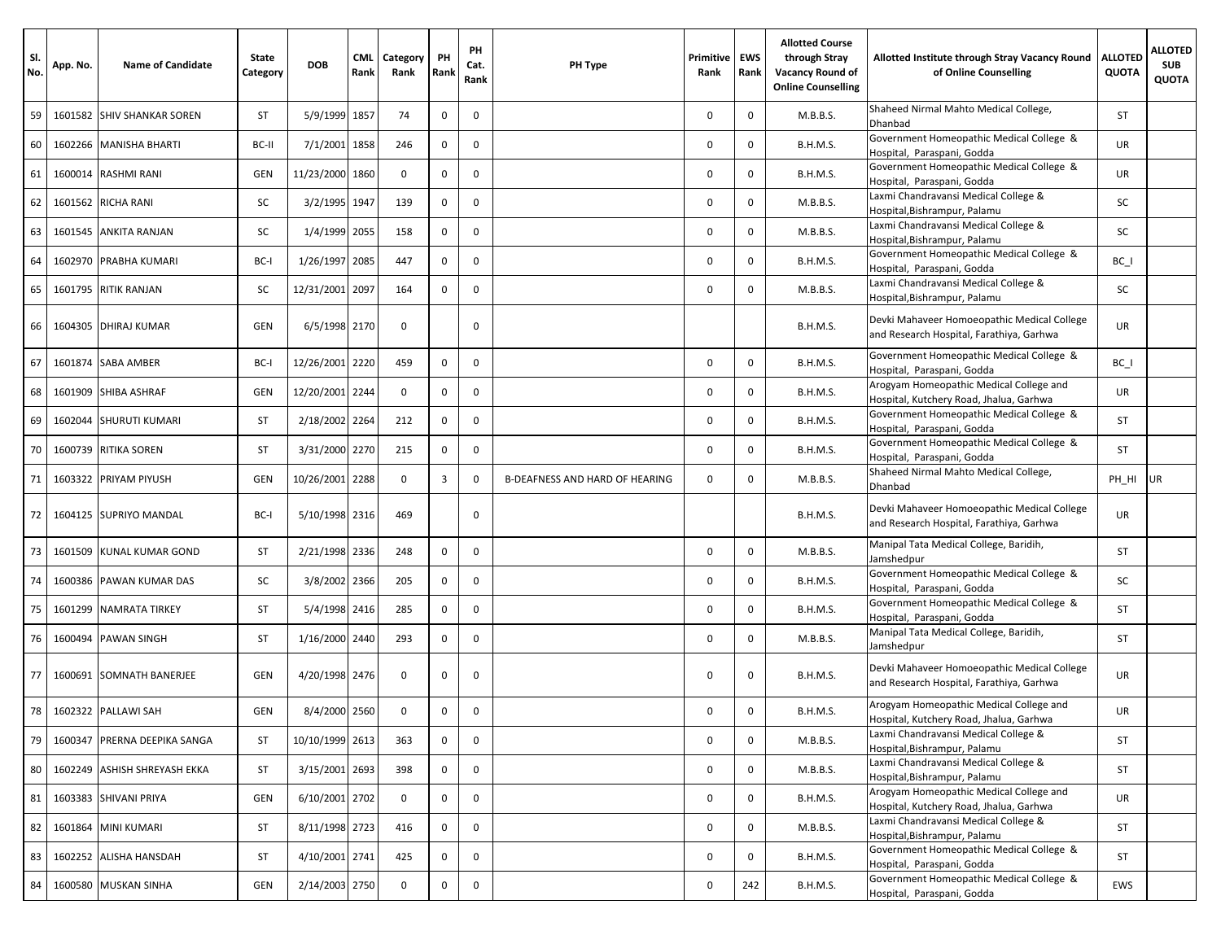| Sl. No. | App. No. | Name of Candidate | State Category | DOB | CML Rank | Category Rank | PH Rank | PH Cat. Rank | PH Type | Primitive Rank | EWS Rank | Allotted Course through Stray Vacancy Round of Online Counselling | Allotted Institute through Stray Vacancy Round of Online Counselling | ALLOTED QUOTA | ALLOTED SUB QUOTA |
|---|---|---|---|---|---|---|---|---|---|---|---|---|---|---|---|
| 59 | 1601582 | SHIV SHANKAR SOREN | ST | 5/9/1999 | 1857 | 74 | 0 | 0 | | 0 | 0 | M.B.B.S. | Shaheed Nirmal Mahto Medical College, Dhanbad | ST | |
| 60 | 1602266 | MANISHA BHARTI | BC-II | 7/1/2001 | 1858 | 246 | 0 | 0 | | 0 | 0 | B.H.M.S. | Government Homeopathic Medical College & Hospital, Paraspani, Godda | UR | |
| 61 | 1600014 | RASHMI RANI | GEN | 11/23/2000 | 1860 | 0 | 0 | 0 | | 0 | 0 | B.H.M.S. | Government Homeopathic Medical College & Hospital, Paraspani, Godda | UR | |
| 62 | 1601562 | RICHA RANI | SC | 3/2/1995 | 1947 | 139 | 0 | 0 | | 0 | 0 | M.B.B.S. | Laxmi Chandravansi Medical College & Hospital,Bishrampur, Palamu | SC | |
| 63 | 1601545 | ANKITA RANJAN | SC | 1/4/1999 | 2055 | 158 | 0 | 0 | | 0 | 0 | M.B.B.S. | Laxmi Chandravansi Medical College & Hospital,Bishrampur, Palamu | SC | |
| 64 | 1602970 | PRABHA KUMARI | BC-I | 1/26/1997 | 2085 | 447 | 0 | 0 | | 0 | 0 | B.H.M.S. | Government Homeopathic Medical College & Hospital, Paraspani, Godda | BC_I | |
| 65 | 1601795 | RITIK RANJAN | SC | 12/31/2001 | 2097 | 164 | 0 | 0 | | 0 | 0 | M.B.B.S. | Laxmi Chandravansi Medical College & Hospital,Bishrampur, Palamu | SC | |
| 66 | 1604305 | DHIRAJ KUMAR | GEN | 6/5/1998 | 2170 | 0 | | 0 | | | | B.H.M.S. | Devki Mahaveer Homoeopathic Medical College and Research Hospital, Farathiya, Garhwa | UR | |
| 67 | 1601874 | SABA AMBER | BC-I | 12/26/2001 | 2220 | 459 | 0 | 0 | | 0 | 0 | B.H.M.S. | Government Homeopathic Medical College & Hospital, Paraspani, Godda | BC_I | |
| 68 | 1601909 | SHIBA ASHRAF | GEN | 12/20/2001 | 2244 | 0 | 0 | 0 | | 0 | 0 | B.H.M.S. | Arogyam Homeopathic Medical College and Hospital, Kutchery Road, Jhalua, Garhwa | UR | |
| 69 | 1602044 | SHURUTI KUMARI | ST | 2/18/2002 | 2264 | 212 | 0 | 0 | | 0 | 0 | B.H.M.S. | Government Homeopathic Medical College & Hospital, Paraspani, Godda | ST | |
| 70 | 1600739 | RITIKA SOREN | ST | 3/31/2000 | 2270 | 215 | 0 | 0 | | 0 | 0 | B.H.M.S. | Government Homeopathic Medical College & Hospital, Paraspani, Godda | ST | |
| 71 | 1603322 | PRIYAM PIYUSH | GEN | 10/26/2001 | 2288 | 0 | 3 | 0 | B-DEAFNESS AND HARD OF HEARING | 0 | 0 | M.B.B.S. | Shaheed Nirmal Mahto Medical College, Dhanbad | PH_HI | UR |
| 72 | 1604125 | SUPRIYO MANDAL | BC-I | 5/10/1998 | 2316 | 469 | | 0 | | | | B.H.M.S. | Devki Mahaveer Homoeopathic Medical College and Research Hospital, Farathiya, Garhwa | UR | |
| 73 | 1601509 | KUNAL KUMAR GOND | ST | 2/21/1998 | 2336 | 248 | 0 | 0 | | 0 | 0 | M.B.B.S. | Manipal Tata Medical College, Baridih, Jamshedpur | ST | |
| 74 | 1600386 | PAWAN KUMAR DAS | SC | 3/8/2002 | 2366 | 205 | 0 | 0 | | 0 | 0 | B.H.M.S. | Government Homeopathic Medical College & Hospital, Paraspani, Godda | SC | |
| 75 | 1601299 | NAMRATA TIRKEY | ST | 5/4/1998 | 2416 | 285 | 0 | 0 | | 0 | 0 | B.H.M.S. | Government Homeopathic Medical College & Hospital, Paraspani, Godda | ST | |
| 76 | 1600494 | PAWAN SINGH | ST | 1/16/2000 | 2440 | 293 | 0 | 0 | | 0 | 0 | M.B.B.S. | Manipal Tata Medical College, Baridih, Jamshedpur | ST | |
| 77 | 1600691 | SOMNATH BANERJEE | GEN | 4/20/1998 | 2476 | 0 | 0 | 0 | | 0 | 0 | B.H.M.S. | Devki Mahaveer Homoeopathic Medical College and Research Hospital, Farathiya, Garhwa | UR | |
| 78 | 1602322 | PALLAWI SAH | GEN | 8/4/2000 | 2560 | 0 | 0 | 0 | | 0 | 0 | B.H.M.S. | Arogyam Homeopathic Medical College and Hospital, Kutchery Road, Jhalua, Garhwa | UR | |
| 79 | 1600347 | PRERNA DEEPIKA SANGA | ST | 10/10/1999 | 2613 | 363 | 0 | 0 | | 0 | 0 | M.B.B.S. | Laxmi Chandravansi Medical College & Hospital,Bishrampur, Palamu | ST | |
| 80 | 1602249 | ASHISH SHREYASH EKKA | ST | 3/15/2001 | 2693 | 398 | 0 | 0 | | 0 | 0 | M.B.B.S. | Laxmi Chandravansi Medical College & Hospital,Bishrampur, Palamu | ST | |
| 81 | 1603383 | SHIVANI PRIYA | GEN | 6/10/2001 | 2702 | 0 | 0 | 0 | | 0 | 0 | B.H.M.S. | Arogyam Homeopathic Medical College and Hospital, Kutchery Road, Jhalua, Garhwa | UR | |
| 82 | 1601864 | MINI KUMARI | ST | 8/11/1998 | 2723 | 416 | 0 | 0 | | 0 | 0 | M.B.B.S. | Laxmi Chandravansi Medical College & Hospital,Bishrampur, Palamu | ST | |
| 83 | 1602252 | ALISHA HANSDAH | ST | 4/10/2001 | 2741 | 425 | 0 | 0 | | 0 | 0 | B.H.M.S. | Government Homeopathic Medical College & Hospital, Paraspani, Godda | ST | |
| 84 | 1600580 | MUSKAN SINHA | GEN | 2/14/2003 | 2750 | 0 | 0 | 0 | | 0 | 242 | B.H.M.S. | Government Homeopathic Medical College & Hospital, Paraspani, Godda | EWS | |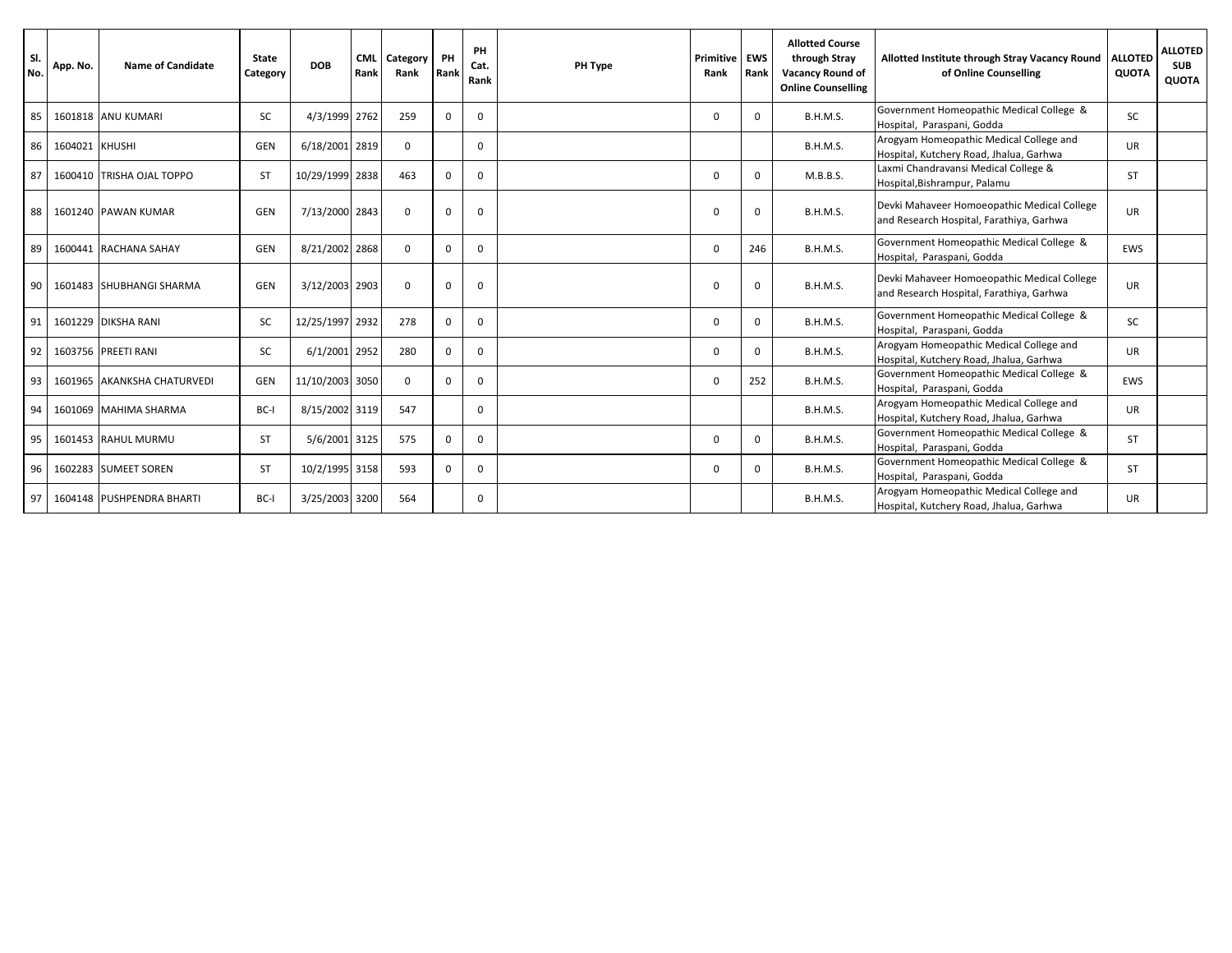| Sl. No. | App. No. | Name of Candidate | State Category | DOB | CML Rank | Category Rank | PH Rank | PH Cat. Rank | PH Type | Primitive Rank | EWS Rank | Allotted Course through Stray Vacancy Round of Online Counselling | Allotted Institute through Stray Vacancy Round of Online Counselling | ALLOTED QUOTA | ALLOTED SUB QUOTA |
|---|---|---|---|---|---|---|---|---|---|---|---|---|---|---|---|
| 85 | 1601818 | ANU KUMARI | SC | 4/3/1999 | 2762 | 259 | 0 | 0 | | 0 | 0 | B.H.M.S. | Government Homeopathic Medical College & Hospital, Paraspani, Godda | SC | |
| 86 | 1604021 | KHUSHI | GEN | 6/18/2001 | 2819 | 0 | | 0 | | | | B.H.M.S. | Arogyam Homeopathic Medical College and Hospital, Kutchery Road, Jhalua, Garhwa | UR | |
| 87 | 1600410 | TRISHA OJAL TOPPO | ST | 10/29/1999 | 2838 | 463 | 0 | 0 | | 0 | 0 | M.B.B.S. | Laxmi Chandravansi Medical College & Hospital,Bishrampur, Palamu | ST | |
| 88 | 1601240 | PAWAN KUMAR | GEN | 7/13/2000 | 2843 | 0 | 0 | 0 | | 0 | 0 | B.H.M.S. | Devki Mahaveer Homoeopathic Medical College and Research Hospital, Farathiya, Garhwa | UR | |
| 89 | 1600441 | RACHANA SAHAY | GEN | 8/21/2002 | 2868 | 0 | 0 | 0 | | 0 | 246 | B.H.M.S. | Government Homeopathic Medical College & Hospital, Paraspani, Godda | EWS | |
| 90 | 1601483 | SHUBHANGI SHARMA | GEN | 3/12/2003 | 2903 | 0 | 0 | 0 | | 0 | 0 | B.H.M.S. | Devki Mahaveer Homoeopathic Medical College and Research Hospital, Farathiya, Garhwa | UR | |
| 91 | 1601229 | DIKSHA RANI | SC | 12/25/1997 | 2932 | 278 | 0 | 0 | | 0 | 0 | B.H.M.S. | Government Homeopathic Medical College & Hospital, Paraspani, Godda | SC | |
| 92 | 1603756 | PREETI RANI | SC | 6/1/2001 | 2952 | 280 | 0 | 0 | | 0 | 0 | B.H.M.S. | Arogyam Homeopathic Medical College and Hospital, Kutchery Road, Jhalua, Garhwa | UR | |
| 93 | 1601965 | AKANKSHA CHATURVEDI | GEN | 11/10/2003 | 3050 | 0 | 0 | 0 | | 0 | 252 | B.H.M.S. | Government Homeopathic Medical College & Hospital, Paraspani, Godda | EWS | |
| 94 | 1601069 | MAHIMA SHARMA | BC-I | 8/15/2002 | 3119 | 547 | | 0 | | | | B.H.M.S. | Arogyam Homeopathic Medical College and Hospital, Kutchery Road, Jhalua, Garhwa | UR | |
| 95 | 1601453 | RAHUL MURMU | ST | 5/6/2001 | 3125 | 575 | 0 | 0 | | 0 | 0 | B.H.M.S. | Government Homeopathic Medical College & Hospital, Paraspani, Godda | ST | |
| 96 | 1602283 | SUMEET SOREN | ST | 10/2/1995 | 3158 | 593 | 0 | 0 | | 0 | 0 | B.H.M.S. | Government Homeopathic Medical College & Hospital, Paraspani, Godda | ST | |
| 97 | 1604148 | PUSHPENDRA BHARTI | BC-I | 3/25/2003 | 3200 | 564 | | 0 | | | | B.H.M.S. | Arogyam Homeopathic Medical College and Hospital, Kutchery Road, Jhalua, Garhwa | UR | |